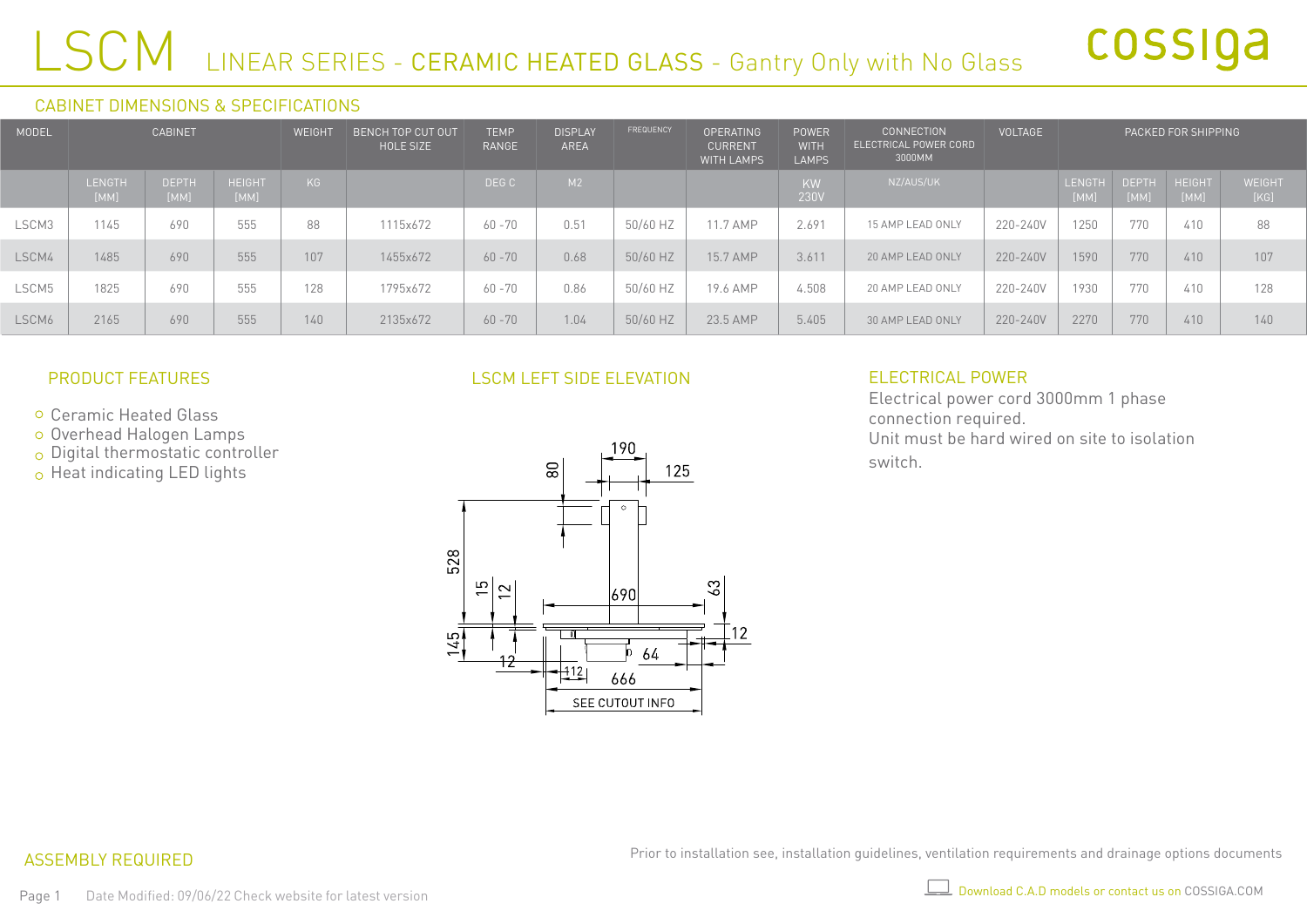# LSCM LINEAR SERIES - CERAMIC HEATED GLASS - Gantry Only with No Glass

cossiga

## CABINET DIMENSIONS & SPECIFICATIONS

| MODEL | CABINET | | | WEIGHT | BENCH TOP CUT OUT HOLE SIZE | TEMP RANGE | DISPLAY AREA | FREQUENCY | OPERATING CURRENT WITH LAMPS | POWER WITH LAMPS | CONNECTION ELECTRICAL POWER CORD 3000MM | VOLTAGE | PACKED FOR SHIPPING | | | |
|---|---|---|---|---|---|---|---|---|---|---|---|---|---|---|---|---|
| | LENGTH [MM] | DEPTH [MM] | HEIGHT [MM] | KG | | DEG C | M2 | | | KW 230V | NZ/AUS/UK | | LENGTH [MM] | DEPTH [MM] | HEIGHT [MM] | WEIGHT [KG] |
| LSCM3 | 1145 | 690 | 555 | 88 | 1115x672 | 60 -70 | 0.51 | 50/60 HZ | 11.7 AMP | 2.691 | 15 AMP LEAD ONLY | 220-240V | 1250 | 770 | 410 | 88 |
| LSCM4 | 1485 | 690 | 555 | 107 | 1455x672 | 60 -70 | 0.68 | 50/60 HZ | 15.7 AMP | 3.611 | 20 AMP LEAD ONLY | 220-240V | 1590 | 770 | 410 | 107 |
| LSCM5 | 1825 | 690 | 555 | 128 | 1795x672 | 60 -70 | 0.86 | 50/60 HZ | 19.6 AMP | 4.508 | 20 AMP LEAD ONLY | 220-240V | 1930 | 770 | 410 | 128 |
| LSCM6 | 2165 | 690 | 555 | 140 | 2135x672 | 60 -70 | 1.04 | 50/60 HZ | 23.5 AMP | 5.405 | 30 AMP LEAD ONLY | 220-240V | 2270 | 770 | 410 | 140 |

## PRODUCT FEATURES

- Ceramic Heated Glass
- Overhead Halogen Lamps
- Digital thermostatic controller
- Heat indicating LED lights

## LSCM LEFT SIDE ELEVATION

190, 125, 80, 528, 15, 12, 690, 63, 12, 145, 12, 112, 64, 666

SEE CUTOUT INFO

## ELECTRICAL POWER

Electrical power cord 3000mm 1 phase connection required.
Unit must be hard wired on site to isolation switch.

## ASSEMBLY REQUIRED

Prior to installation see, installation guidelines, ventilation requirements and drainage options documents

Date Modified: 09/06/22 Check website for latest version

Download C.A.D models or contact us on COSSIGA.COM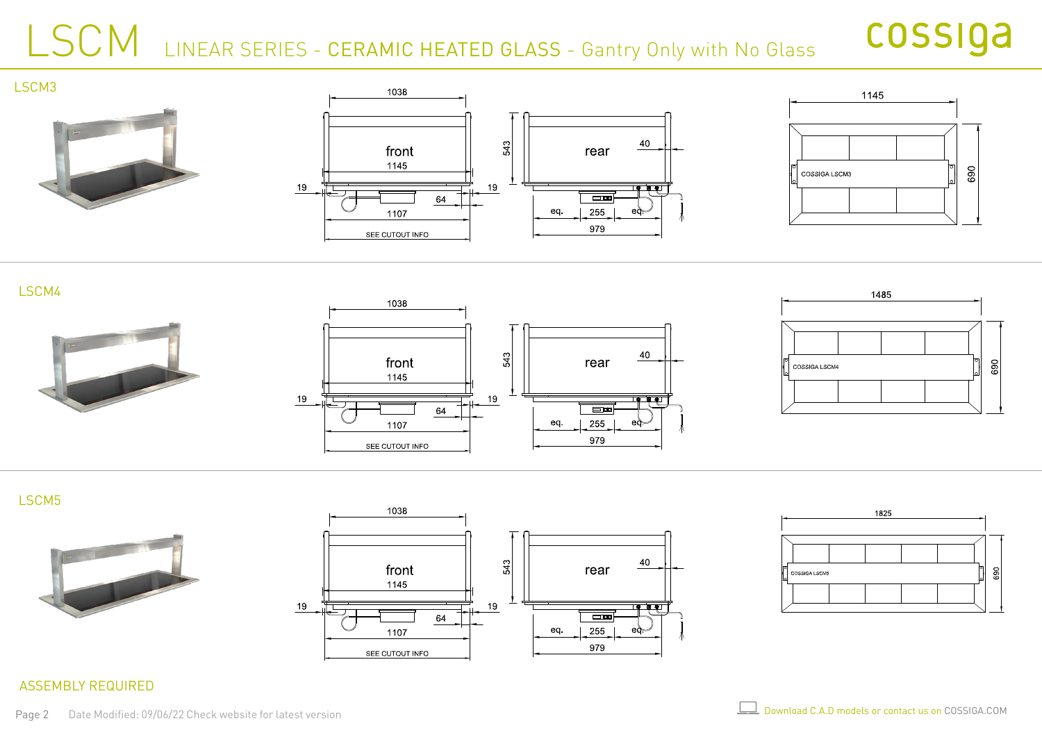# LSCM LINEAR SERIES - CERAMIC HEATED GLASS - Gantry Only with No Glass

cossiga

## LSCM3

1038

front

1145

19

19

64

1107

SEE CUTOUT INFO

543

rear

40

eq.

255

eq.

979

1145

COSSIGA LSCM3

690

## LSCM4

1038

front

1145

19

19

64

1107

SEE CUTOUT INFO

543

rear

40

eq.

255

eq.

979

1485

COSSIGA LSCM4

690

## LSCM5

1038

front

1145

19

19

64

1107

SEE CUTOUT INFO

543

rear

40

eq.

255

eq.

979

1825

COSSIGA LSCM5

690

ASSEMBLY REQUIRED

Date Modified: 09/06/22 Check website for latest version

Download C.A.D models or contact us on COSSIGA.COM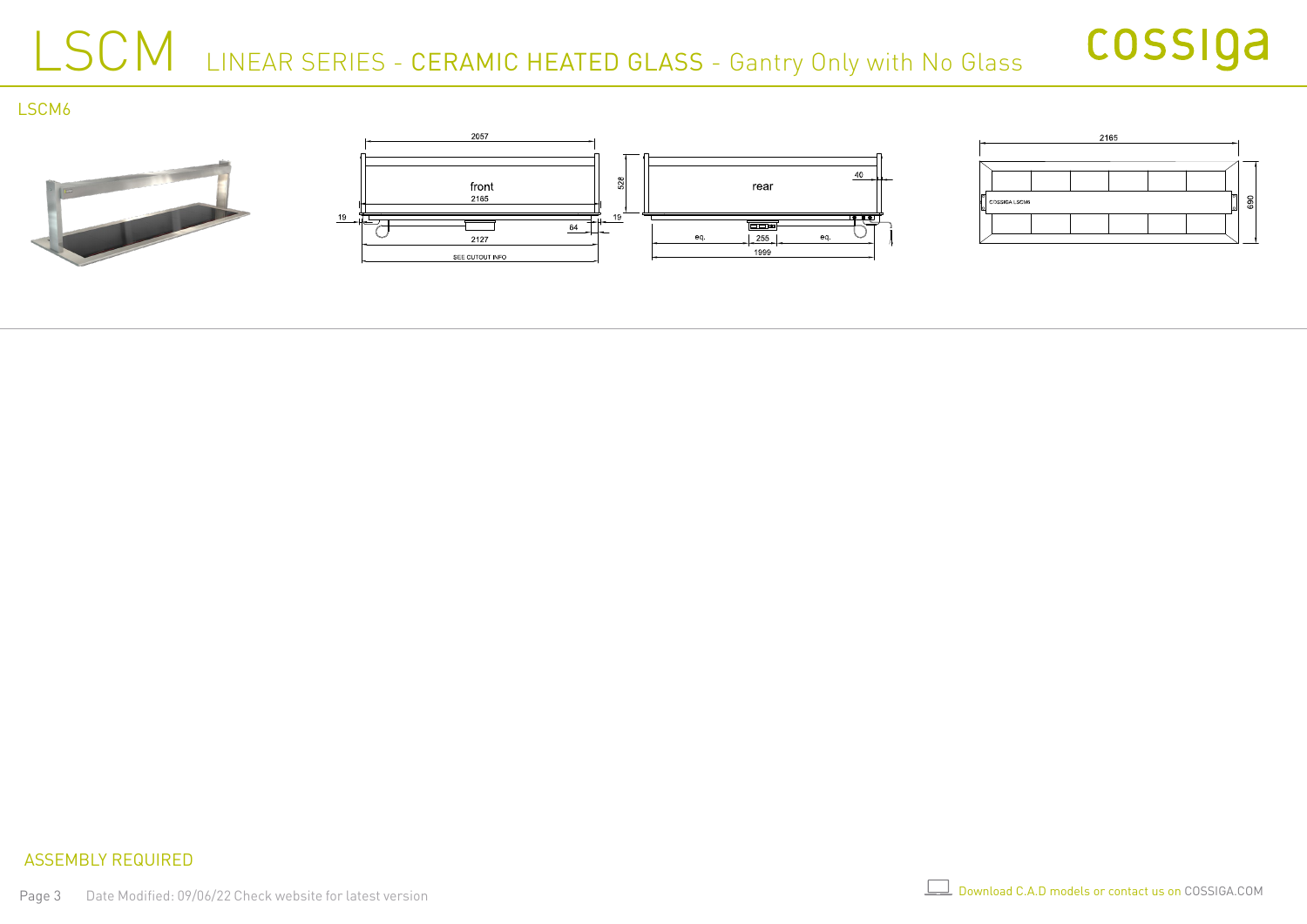# LSCM LINEAR SERIES - CERAMIC HEATED GLASS - Gantry Only with No Glass

cossiga

LSCM6

2057

front

2165

528

19

64

19

2127

SEE CUTOUT INFO

rear

40

eq.

255

eq.

1999

2165

COSSIGA LSCM6

690

ASSEMBLY REQUIRED

Date Modified: 09/06/22 Check website for latest version

Download C.A.D models or contact us on COSSIGA.COM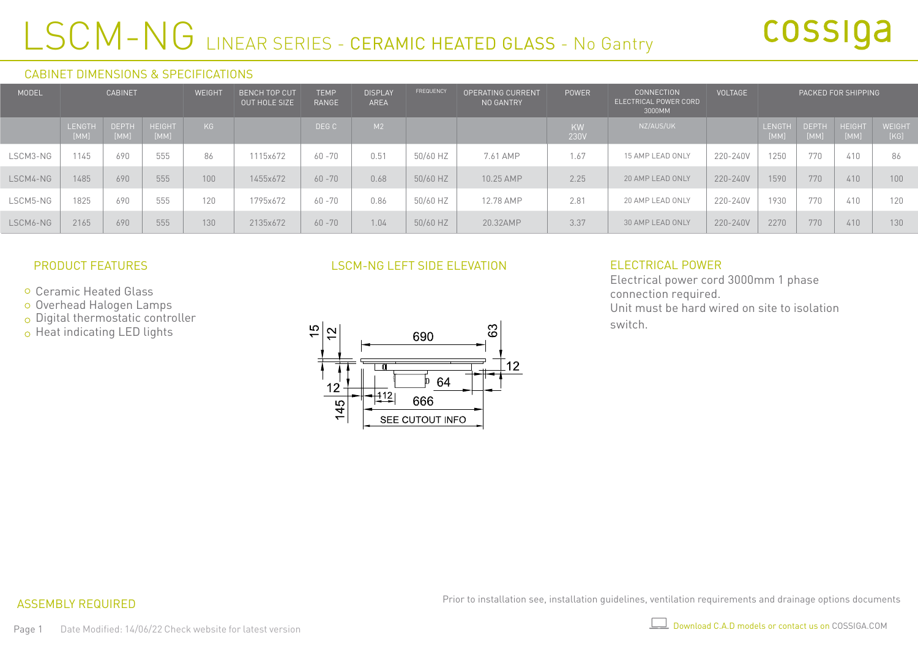# LSCM-NG LINEAR SERIES - CERAMIC HEATED GLASS - No Gantry

cossiga

## CABINET DIMENSIONS & SPECIFICATIONS

| MODEL | CABINET | | | WEIGHT | BENCH TOP CUT OUT HOLE SIZE | TEMP RANGE | DISPLAY AREA | FREQUENCY | OPERATING CURRENT NO GANTRY | POWER | CONNECTION ELECTRICAL POWER CORD 3000MM | VOLTAGE | PACKED FOR SHIPPING | | | |
|---|---|---|---|---|---|---|---|---|---|---|---|---|---|---|---|---|
| | LENGTH [MM] | DEPTH [MM] | HEIGHT [MM] | KG | | DEG C | M2 | | | KW 230V | NZ/AUS/UK | | LENGTH [MM] | DEPTH [MM] | HEIGHT [MM] | WEIGHT [KG] |
| LSCM3-NG | 1145 | 690 | 555 | 86 | 1115x672 | 60 -70 | 0.51 | 50/60 HZ | 7.61 AMP | 1.67 | 15 AMP LEAD ONLY | 220-240V | 1250 | 770 | 410 | 86 |
| LSCM4-NG | 1485 | 690 | 555 | 100 | 1455x672 | 60 -70 | 0.68 | 50/60 HZ | 10.25 AMP | 2.25 | 20 AMP LEAD ONLY | 220-240V | 1590 | 770 | 410 | 100 |
| LSCM5-NG | 1825 | 690 | 555 | 120 | 1795x672 | 60 -70 | 0.86 | 50/60 HZ | 12.78 AMP | 2.81 | 20 AMP LEAD ONLY | 220-240V | 1930 | 770 | 410 | 120 |
| LSCM6-NG | 2165 | 690 | 555 | 130 | 2135x672 | 60 -70 | 1.04 | 50/60 HZ | 20.32AMP | 3.37 | 30 AMP LEAD ONLY | 220-240V | 2270 | 770 | 410 | 130 |

## PRODUCT FEATURES

- Ceramic Heated Glass
- Overhead Halogen Lamps
- Digital thermostatic controller
- Heat indicating LED lights

## LSCM-NG LEFT SIDE ELEVATION

15, 12, 690, 63, 12, 12, 64, 112, 666, 145, SEE CUTOUT INFO

## ELECTRICAL POWER

Electrical power cord 3000mm 1 phase connection required.
Unit must be hard wired on site to isolation switch.

## ASSEMBLY REQUIRED

Prior to installation see, installation guidelines, ventilation requirements and drainage options documents

Date Modified: 14/06/22 Check website for latest version

Download C.A.D models or contact us on COSSIGA.COM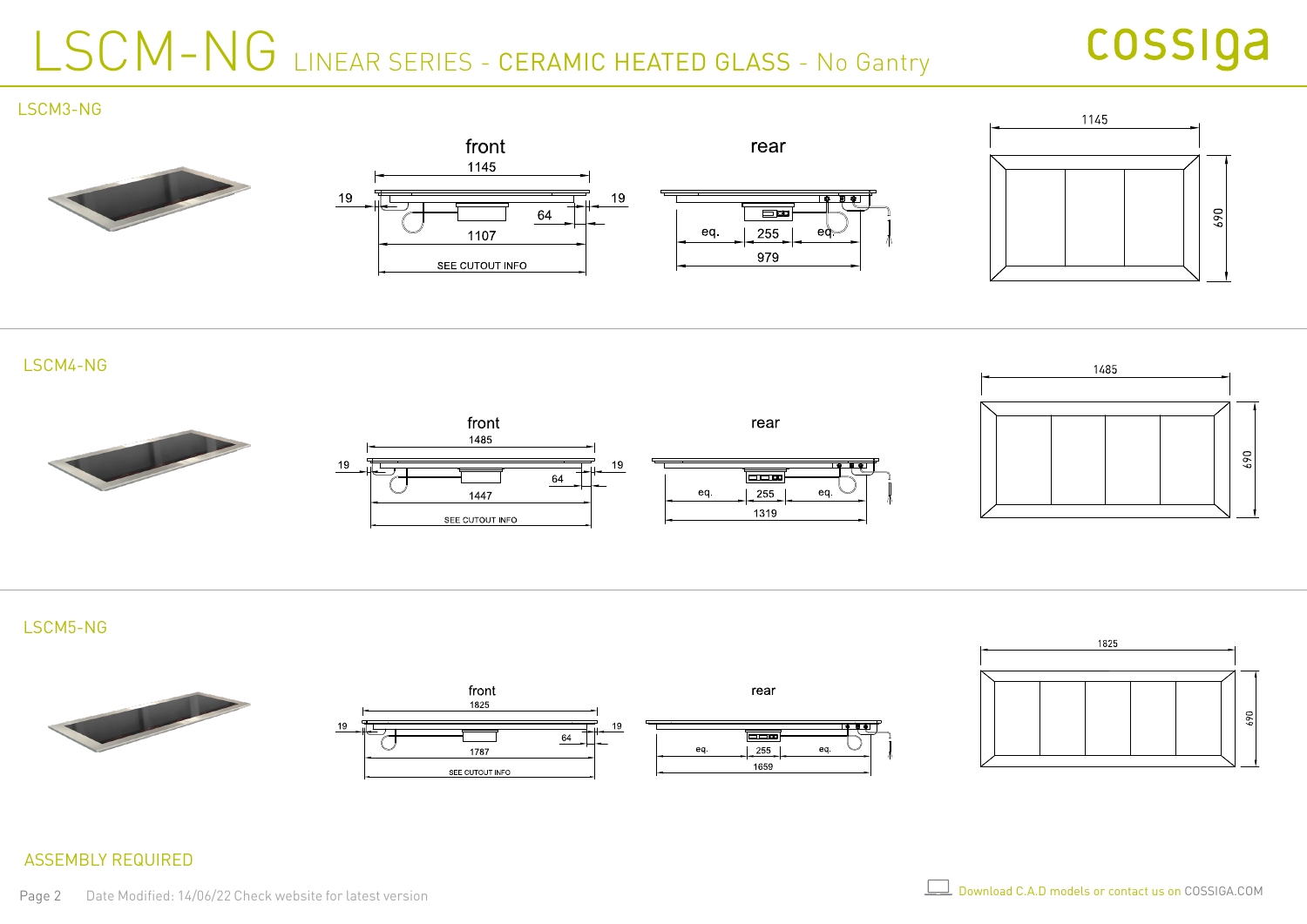# LSCM-NG LINEAR SERIES - CERAMIC HEATED GLASS - No Gantry

cossiga

## LSCM3-NG

front

1145

19 | 19

64

1107

SEE CUTOUT INFO

rear

eq. | 255 | eq.

979

1145

690

## LSCM4-NG

front

1485

19 | 19

64

1447

SEE CUTOUT INFO

rear

eq. | 255 | eq.

1319

1485

690

## LSCM5-NG

front

1825

19 | 19

64

1787

SEE CUTOUT INFO

rear

eq. | 255 | eq.

1659

1825

690

ASSEMBLY REQUIRED

Date Modified: 14/06/22 Check website for latest version

Download C.A.D models or contact us on COSSIGA.COM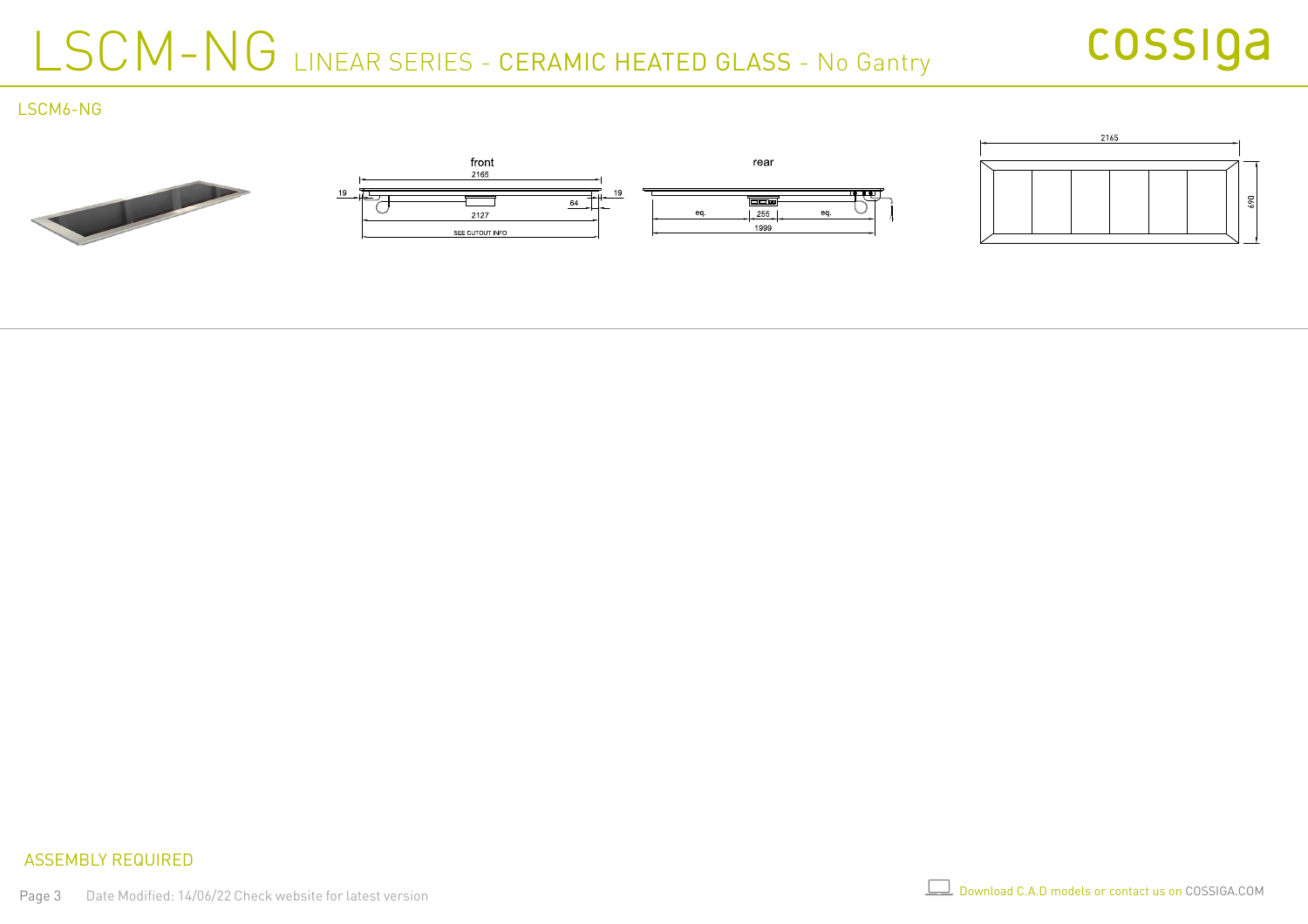# LSCM-NG LINEAR SERIES - CERAMIC HEATED GLASS - No Gantry

cossiga

## LSCM6-NG

front

2165

19

19

64

2127

SEE CUTOUT INFO

rear

eq.

255

eq.

1999

2165

690

ASSEMBLY REQUIRED

Date Modified: 14/06/22 Check website for latest version

Download C.A.D models or contact us on COSSIGA.COM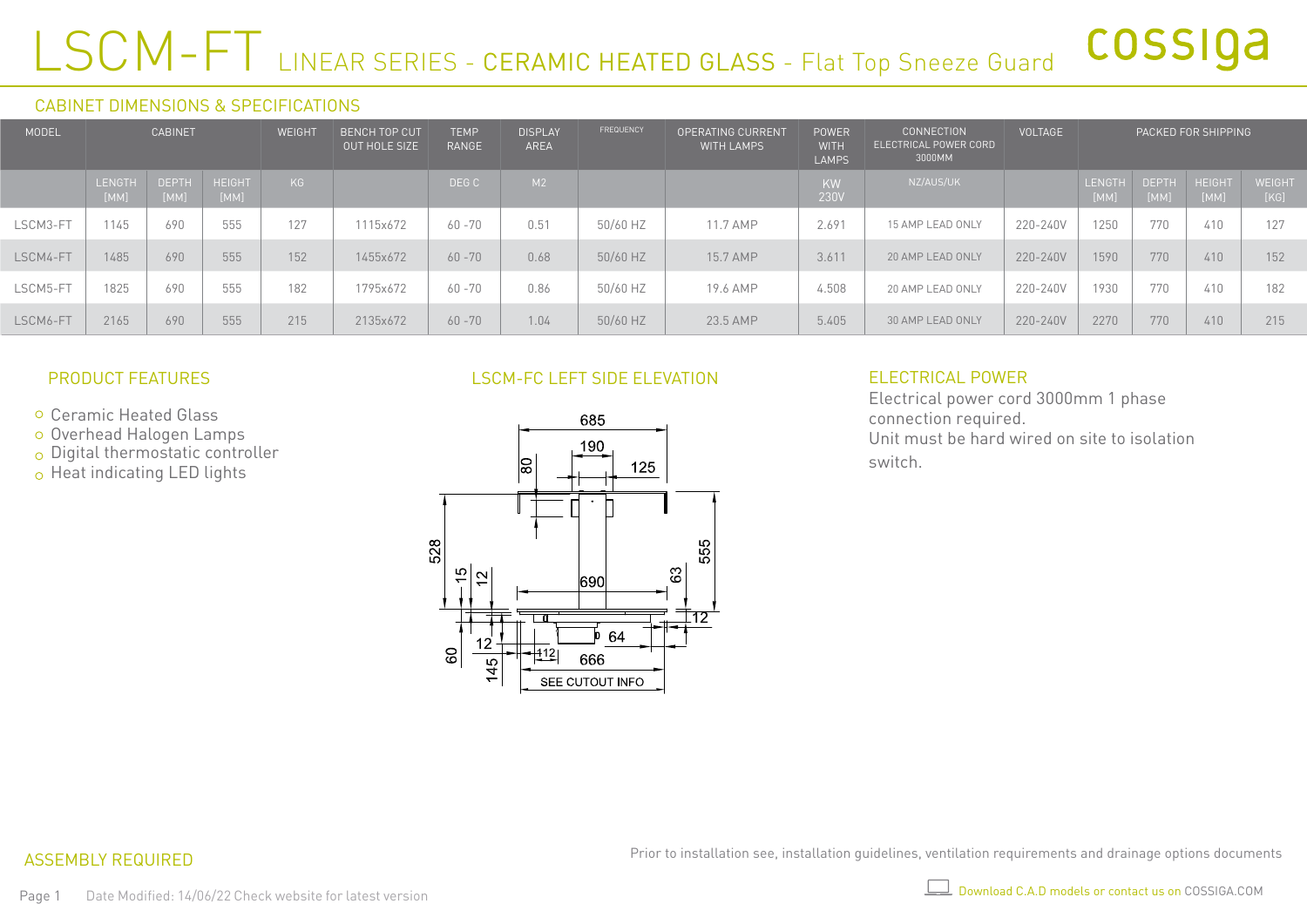# LSCM-FT LINEAR SERIES - CERAMIC HEATED GLASS - Flat Top Sneeze Guard

cossiga

## CABINET DIMENSIONS & SPECIFICATIONS

| MODEL | CABINET | | | WEIGHT | BENCH TOP CUT OUT HOLE SIZE | TEMP RANGE | DISPLAY AREA | FREQUENCY | OPERATING CURRENT WITH LAMPS | POWER WITH LAMPS | CONNECTION ELECTRICAL POWER CORD 3000MM | VOLTAGE | PACKED FOR SHIPPING | | | |
|---|---|---|---|---|---|---|---|---|---|---|---|---|---|---|---|---|
| | LENGTH [MM] | DEPTH [MM] | HEIGHT [MM] | KG | | DEG C | M2 | | | KW 230V | NZ/AUS/UK | | LENGTH [MM] | DEPTH [MM] | HEIGHT [MM] | WEIGHT [KG] |
| LSCM3-FT | 1145 | 690 | 555 | 127 | 1115x672 | 60 -70 | 0.51 | 50/60 HZ | 11.7 AMP | 2.691 | 15 AMP LEAD ONLY | 220-240V | 1250 | 770 | 410 | 127 |
| LSCM4-FT | 1485 | 690 | 555 | 152 | 1455x672 | 60 -70 | 0.68 | 50/60 HZ | 15.7 AMP | 3.611 | 20 AMP LEAD ONLY | 220-240V | 1590 | 770 | 410 | 152 |
| LSCM5-FT | 1825 | 690 | 555 | 182 | 1795x672 | 60 -70 | 0.86 | 50/60 HZ | 19.6 AMP | 4.508 | 20 AMP LEAD ONLY | 220-240V | 1930 | 770 | 410 | 182 |
| LSCM6-FT | 2165 | 690 | 555 | 215 | 2135x672 | 60 -70 | 1.04 | 50/60 HZ | 23.5 AMP | 5.405 | 30 AMP LEAD ONLY | 220-240V | 2270 | 770 | 410 | 215 |

## PRODUCT FEATURES

- Ceramic Heated Glass
- Overhead Halogen Lamps
- Digital thermostatic controller
- Heat indicating LED lights

## LSCM-FC LEFT SIDE ELEVATION

685, 190, 125, 80, 528, 555, 15, 12, 690, 63, 12, 64, 12, 112, 666, 60, 145, SEE CUTOUT INFO

## ELECTRICAL POWER

Electrical power cord 3000mm 1 phase connection required.
Unit must be hard wired on site to isolation switch.

## ASSEMBLY REQUIRED

Prior to installation see, installation guidelines, ventilation requirements and drainage options documents

Date Modified: 14/06/22 Check website for latest version

Download C.A.D models or contact us on COSSIGA.COM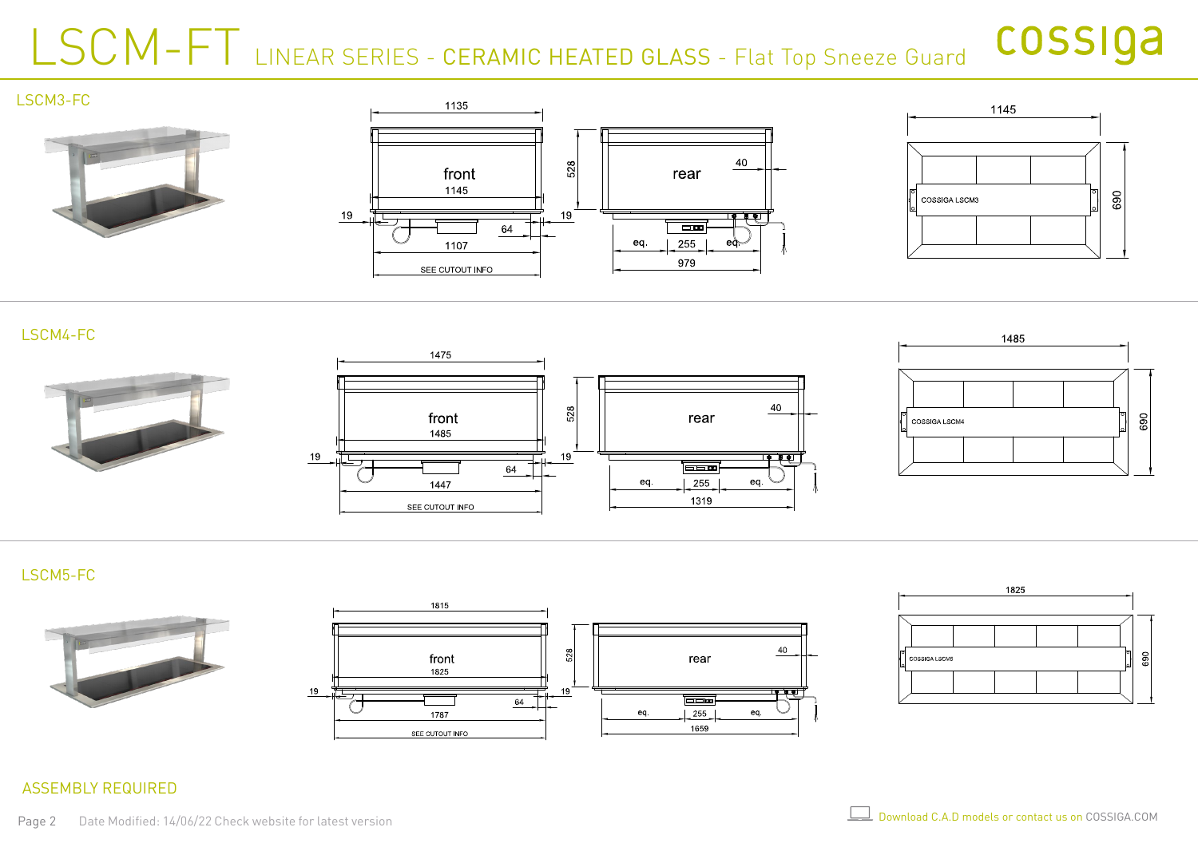# LSCM-FT LINEAR SERIES - CERAMIC HEATED GLASS - Flat Top Sneeze Guard

cossiga

## LSCM3-FC

1135

front

1145

19

64

1107

SEE CUTOUT INFO

528

19

rear

40

eq.

255

eq.

979

1145

COSSIGA LSCM3

690

## LSCM4-FC

1475

front

1485

19

64

1447

SEE CUTOUT INFO

528

19

rear

40

eq.

255

eq.

1319

1485

COSSIGA LSCM4

690

## LSCM5-FC

1815

front

1825

19

64

1787

SEE CUTOUT INFO

528

19

rear

40

eq.

255

eq.

1659

1825

COSSIGA LSCM5

690

ASSEMBLY REQUIRED

Date Modified: 14/06/22 Check website for latest version

Download C.A.D models or contact us on COSSIGA.COM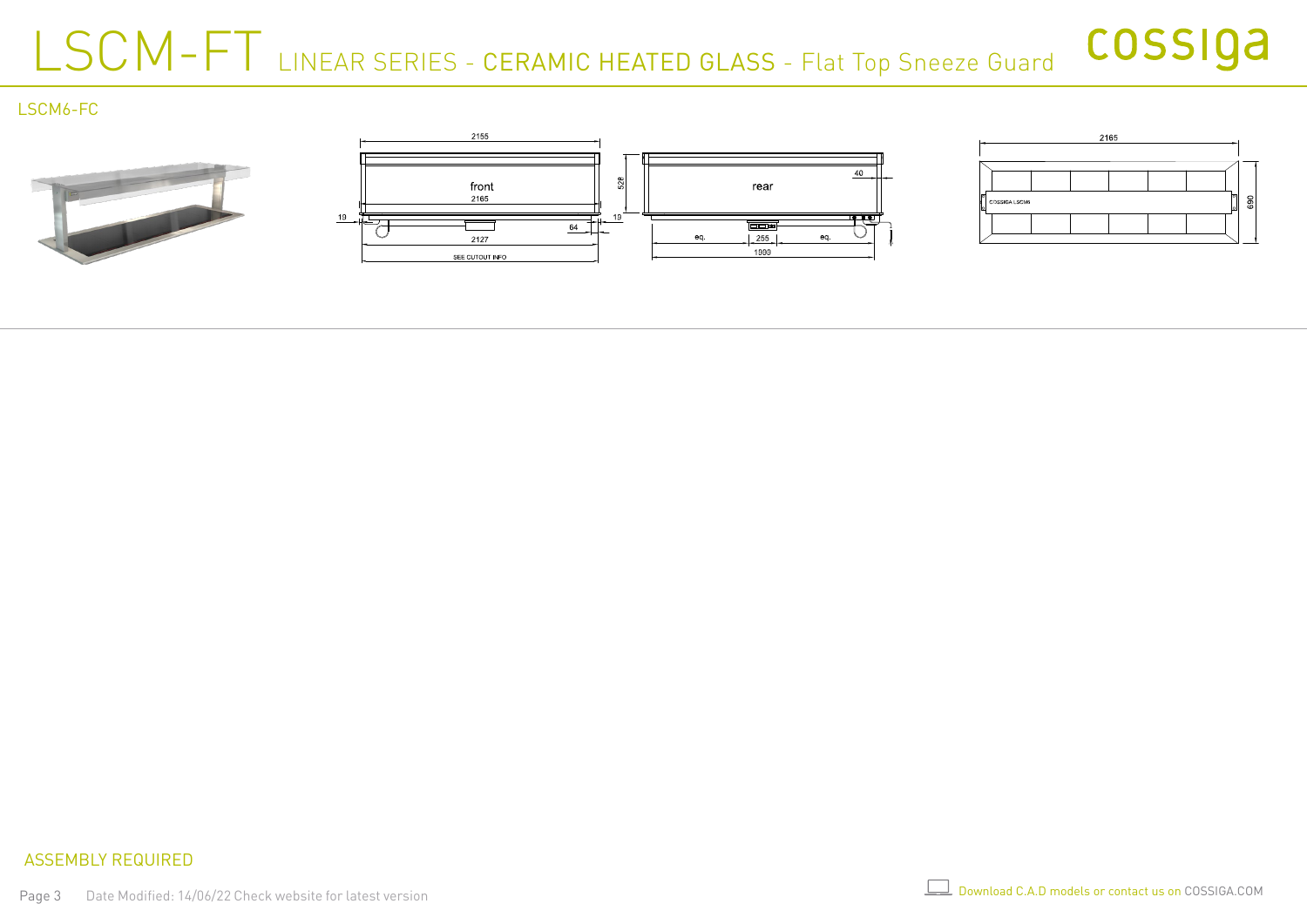# LSCM-FT LINEAR SERIES - CERAMIC HEATED GLASS - Flat Top Sneeze Guard

cossiga

LSCM6-FC

2155

front

2165

528

19

19

64

2127

SEE CUTOUT INFO

rear

40

eq.

255

eq.

1999

2165

COSSIGA LSCM6

690

ASSEMBLY REQUIRED

Date Modified: 14/06/22 Check website for latest version

Download C.A.D models or contact us on COSSIGA.COM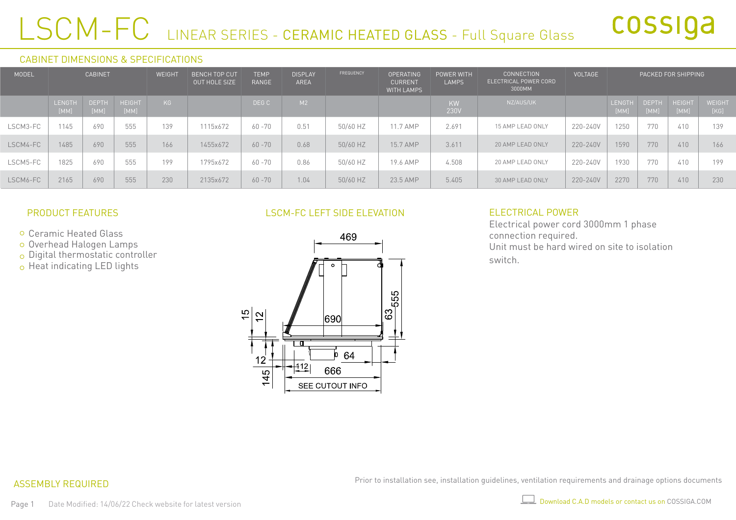# LSCM-FC LINEAR SERIES - CERAMIC HEATED GLASS - Full Square Glass

cossiga

## CABINET DIMENSIONS & SPECIFICATIONS

| MODEL | CABINET | | | WEIGHT | BENCH TOP CUT OUT HOLE SIZE | TEMP RANGE | DISPLAY AREA | FREQUENCY | OPERATING CURRENT WITH LAMPS | POWER WITH LAMPS | CONNECTION ELECTRICAL POWER CORD 3000MM | VOLTAGE | PACKED FOR SHIPPING | | | |
|---|---|---|---|---|---|---|---|---|---|---|---|---|---|---|---|---|
| | LENGTH [MM] | DEPTH [MM] | HEIGHT [MM] | KG | | DEG C | M2 | | | KW 230V | NZ/AUS/UK | | LENGTH [MM] | DEPTH [MM] | HEIGHT [MM] | WEIGHT [KG] |
| LSCM3-FC | 1145 | 690 | 555 | 139 | 1115x672 | 60 -70 | 0.51 | 50/60 HZ | 11.7 AMP | 2.691 | 15 AMP LEAD ONLY | 220-240V | 1250 | 770 | 410 | 139 |
| LSCM4-FC | 1485 | 690 | 555 | 166 | 1455x672 | 60 -70 | 0.68 | 50/60 HZ | 15.7 AMP | 3.611 | 20 AMP LEAD ONLY | 220-240V | 1590 | 770 | 410 | 166 |
| LSCM5-FC | 1825 | 690 | 555 | 199 | 1795x672 | 60 -70 | 0.86 | 50/60 HZ | 19.6 AMP | 4.508 | 20 AMP LEAD ONLY | 220-240V | 1930 | 770 | 410 | 199 |
| LSCM6-FC | 2165 | 690 | 555 | 230 | 2135x672 | 60 -70 | 1.04 | 50/60 HZ | 23.5 AMP | 5.405 | 30 AMP LEAD ONLY | 220-240V | 2270 | 770 | 410 | 230 |

## PRODUCT FEATURES

- Ceramic Heated Glass
- Overhead Halogen Lamps
- Digital thermostatic controller
- Heat indicating LED lights

## LSCM-FC LEFT SIDE ELEVATION

469, 690, 555, 63, 15, 12, 12, 145, 112, 64, 666, SEE CUTOUT INFO

## ELECTRICAL POWER

Electrical power cord 3000mm 1 phase connection required.
Unit must be hard wired on site to isolation switch.

## ASSEMBLY REQUIRED

Prior to installation see, installation guidelines, ventilation requirements and drainage options documents

Date Modified: 14/06/22 Check website for latest version

Download C.A.D models or contact us on COSSIGA.COM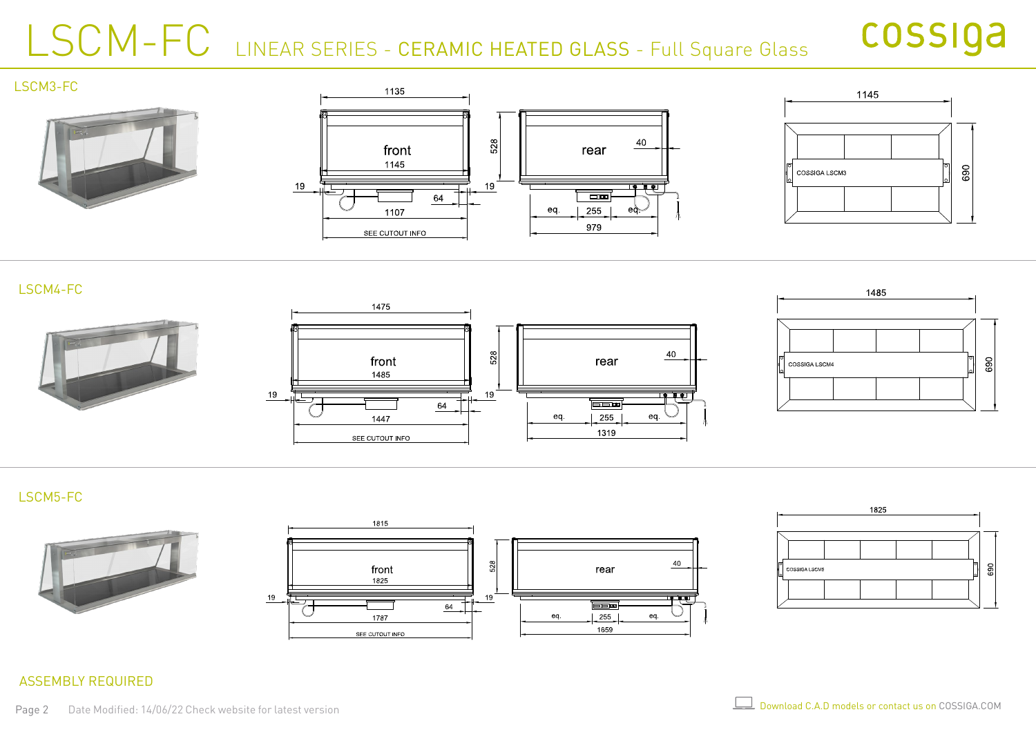# LSCM-FC LINEAR SERIES - CERAMIC HEATED GLASS - Full Square Glass

cossiga

## LSCM3-FC

front 1145

rear

1135, 528, 19, 19, 64, 1107, SEE CUTOUT INFO

40, eq., 255, eq., 979

1145, 690, COSSIGA LSCM3

## LSCM4-FC

front 1485

rear

1475, 528, 19, 19, 64, 1447, SEE CUTOUT INFO

40, eq., 255, eq., 1319

1485, 690, COSSIGA LSCM4

## LSCM5-FC

front 1825

rear

1815, 528, 19, 19, 64, 1787, SEE CUTOUT INFO

40, eq., 255, eq., 1659

1825, 690, COSSIGA LSCM5

ASSEMBLY REQUIRED

Date Modified: 14/06/22 Check website for latest version

Download C.A.D models or contact us on COSSIGA.COM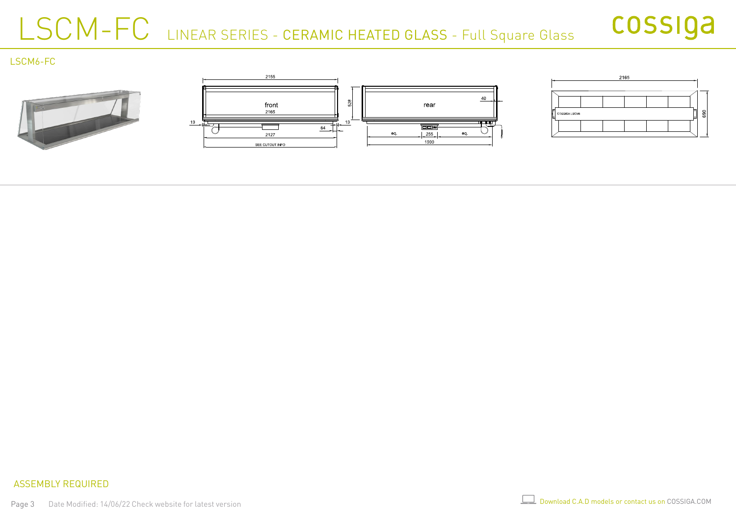# LSCM-FC LINEAR SERIES - CERAMIC HEATED GLASS - Full Square Glass

cossiga

## LSCM6-FC

2155

front

2165

528

19

19

64

2127

SEE CUTOUT INFO

rear

40

eq.

255

eq.

1999

2165

COSSIGA LSCM6

690

ASSEMBLY REQUIRED

Date Modified: 14/06/22 Check website for latest version

Download C.A.D models or contact us on COSSIGA.COM